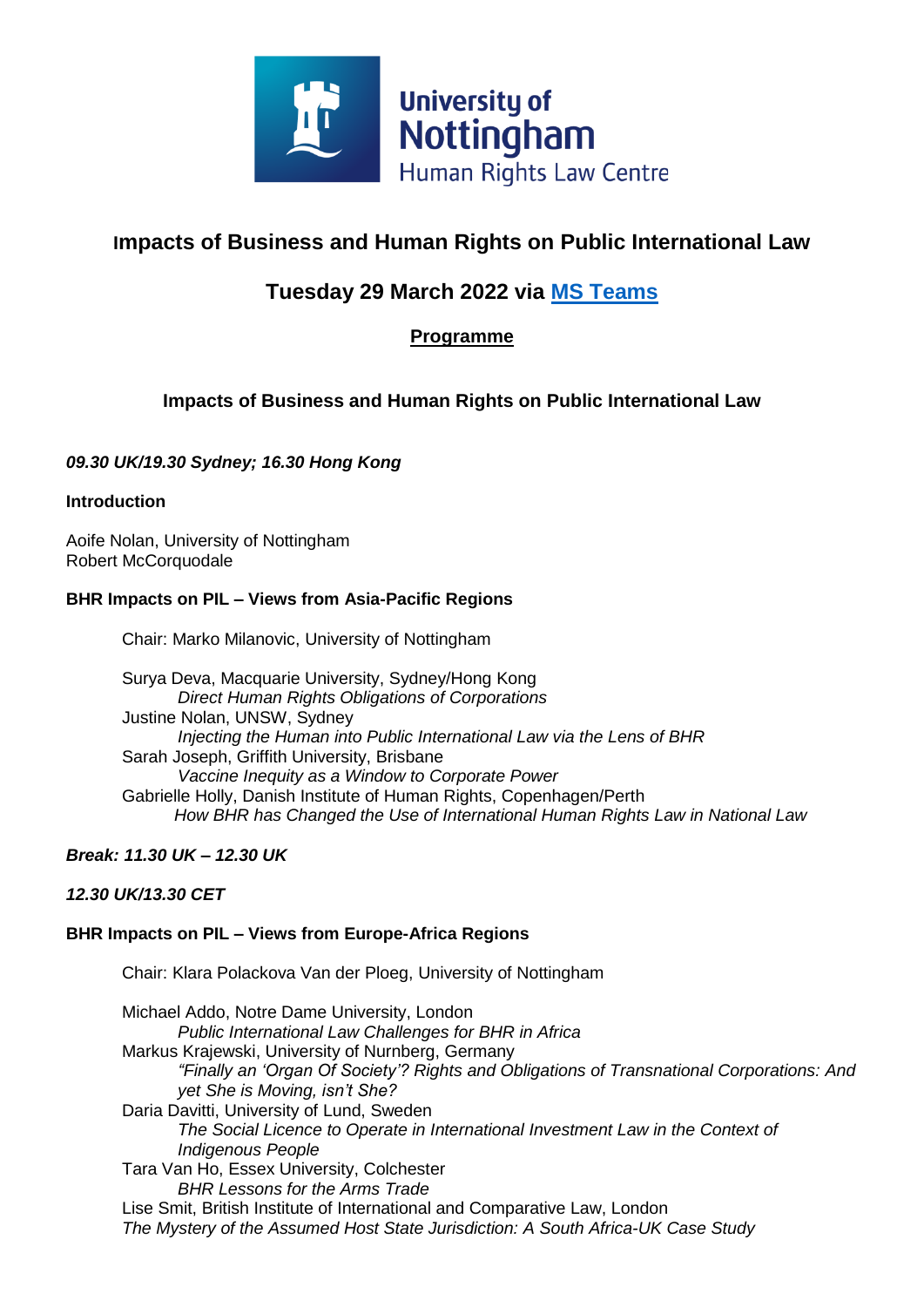University of Nottingham
Human Rights Law Centre

# Impacts of Business and Human Rights on Public International Law

## Tuesday 29 March 2022 via MS Teams

**Programme**

### Impacts of Business and Human Rights on Public International Law

***09.30 UK/19.30 Sydney; 16.30 Hong Kong***

**Introduction**

Aoife Nolan, University of Nottingham
Robert McCorquodale

**BHR Impacts on PIL – Views from Asia-Pacific Regions**

Chair: Marko Milanovic, University of Nottingham

Surya Deva, Macquarie University, Sydney/Hong Kong
*Direct Human Rights Obligations of Corporations*
Justine Nolan, UNSW, Sydney
*Injecting the Human into Public International Law via the Lens of BHR*
Sarah Joseph, Griffith University, Brisbane
*Vaccine Inequity as a Window to Corporate Power*
Gabrielle Holly, Danish Institute of Human Rights, Copenhagen/Perth
*How BHR has Changed the Use of International Human Rights Law in National Law*

***Break: 11.30 UK – 12.30 UK***

***12.30 UK/13.30 CET***

**BHR Impacts on PIL – Views from Europe-Africa Regions**

Chair: Klara Polackova Van der Ploeg, University of Nottingham

Michael Addo, Notre Dame University, London
*Public International Law Challenges for BHR in Africa*
Markus Krajewski, University of Nurnberg, Germany
*"Finally an 'Organ Of Society'? Rights and Obligations of Transnational Corporations: And yet She is Moving, isn't She?*
Daria Davitti, University of Lund, Sweden
*The Social Licence to Operate in International Investment Law in the Context of Indigenous People*
Tara Van Ho, Essex University, Colchester
*BHR Lessons for the Arms Trade*
Lise Smit, British Institute of International and Comparative Law, London
*The Mystery of the Assumed Host State Jurisdiction: A South Africa-UK Case Study*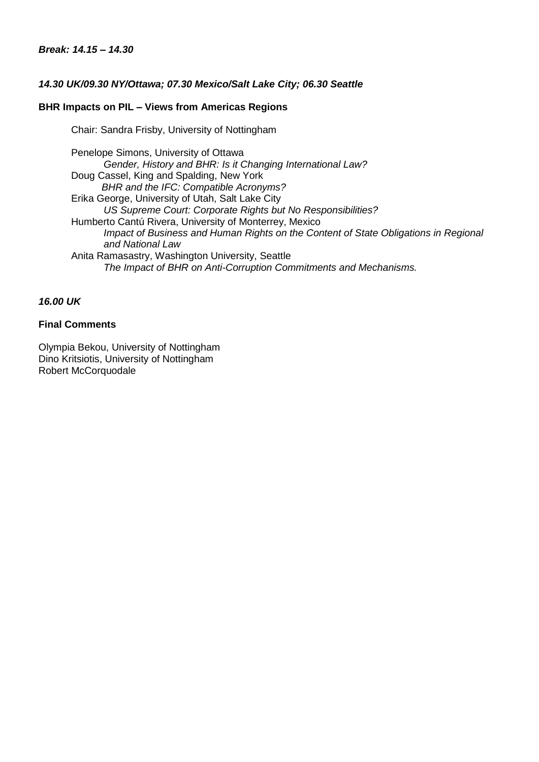***Break: 14.15 – 14.30***

***14.30 UK/09.30 NY/Ottawa; 07.30 Mexico/Salt Lake City; 06.30 Seattle***

**BHR Impacts on PIL – Views from Americas Regions**

Chair: Sandra Frisby, University of Nottingham

Penelope Simons, University of Ottawa
*Gender, History and BHR: Is it Changing International Law?*
Doug Cassel, King and Spalding, New York
*BHR and the IFC: Compatible Acronyms?*
Erika George, University of Utah, Salt Lake City
*US Supreme Court: Corporate Rights but No Responsibilities?*
Humberto Cantú Rivera, University of Monterrey, Mexico
*Impact of Business and Human Rights on the Content of State Obligations in Regional and National Law*
Anita Ramasastry, Washington University, Seattle
*The Impact of BHR on Anti-Corruption Commitments and Mechanisms.*

***16.00 UK***

**Final Comments**

Olympia Bekou, University of Nottingham
Dino Kritsiotis, University of Nottingham
Robert McCorquodale